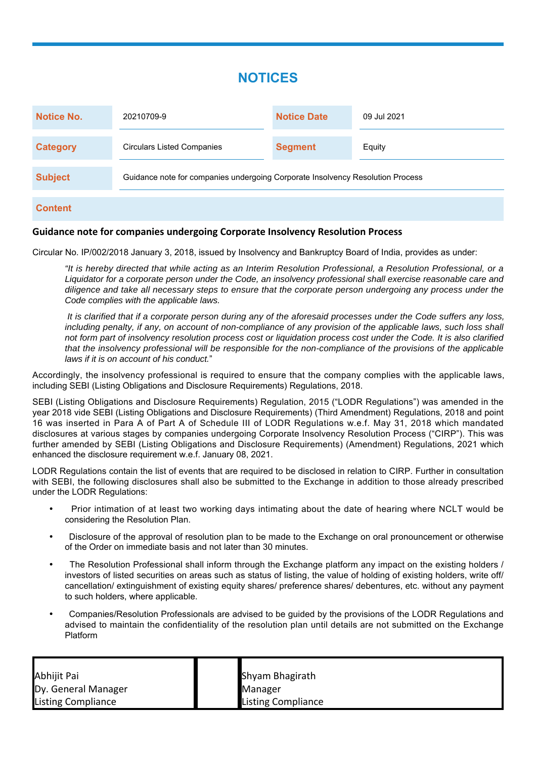# NOTICES

| | | | |
|---|---|---|---|
| **Notice No.** | 20210709-9 | **Notice Date** | 09 Jul 2021 |
| **Category** | Circulars Listed Companies | **Segment** | Equity |
| **Subject** | Guidance note for companies undergoing Corporate Insolvency Resolution Process | | |

**Content**

### Guidance note for companies undergoing Corporate Insolvency Resolution Process

Circular No. IP/002/2018 January 3, 2018, issued by Insolvency and Bankruptcy Board of India, provides as under:

> *"It is hereby directed that while acting as an Interim Resolution Professional, a Resolution Professional, or a Liquidator for a corporate person under the Code, an insolvency professional shall exercise reasonable care and diligence and take all necessary steps to ensure that the corporate person undergoing any process under the Code complies with the applicable laws.*
>
> *It is clarified that if a corporate person during any of the aforesaid processes under the Code suffers any loss, including penalty, if any, on account of non-compliance of any provision of the applicable laws, such loss shall not form part of insolvency resolution process cost or liquidation process cost under the Code. It is also clarified that the insolvency professional will be responsible for the non-compliance of the provisions of the applicable laws if it is on account of his conduct."*

Accordingly, the insolvency professional is required to ensure that the company complies with the applicable laws, including SEBI (Listing Obligations and Disclosure Requirements) Regulations, 2018.

SEBI (Listing Obligations and Disclosure Requirements) Regulation, 2015 ("LODR Regulations") was amended in the year 2018 vide SEBI (Listing Obligations and Disclosure Requirements) (Third Amendment) Regulations, 2018 and point 16 was inserted in Para A of Part A of Schedule III of LODR Regulations w.e.f. May 31, 2018 which mandated disclosures at various stages by companies undergoing Corporate Insolvency Resolution Process ("CIRP"). This was further amended by SEBI (Listing Obligations and Disclosure Requirements) (Amendment) Regulations, 2021 which enhanced the disclosure requirement w.e.f. January 08, 2021.

LODR Regulations contain the list of events that are required to be disclosed in relation to CIRP. Further in consultation with SEBI, the following disclosures shall also be submitted to the Exchange in addition to those already prescribed under the LODR Regulations:

- Prior intimation of at least two working days intimating about the date of hearing where NCLT would be considering the Resolution Plan.
- Disclosure of the approval of resolution plan to be made to the Exchange on oral pronouncement or otherwise of the Order on immediate basis and not later than 30 minutes.
- The Resolution Professional shall inform through the Exchange platform any impact on the existing holders / investors of listed securities on areas such as status of listing, the value of holding of existing holders, write off/ cancellation/ extinguishment of existing equity shares/ preference shares/ debentures, etc. without any payment to such holders, where applicable.
- Companies/Resolution Professionals are advised to be guided by the provisions of the LODR Regulations and advised to maintain the confidentiality of the resolution plan until details are not submitted on the Exchange Platform

| | | |
|---|---|---|
| Abhijit Pai<br>Dy. General Manager<br>Listing Compliance | | Shyam Bhagirath<br>Manager<br>Listing Compliance |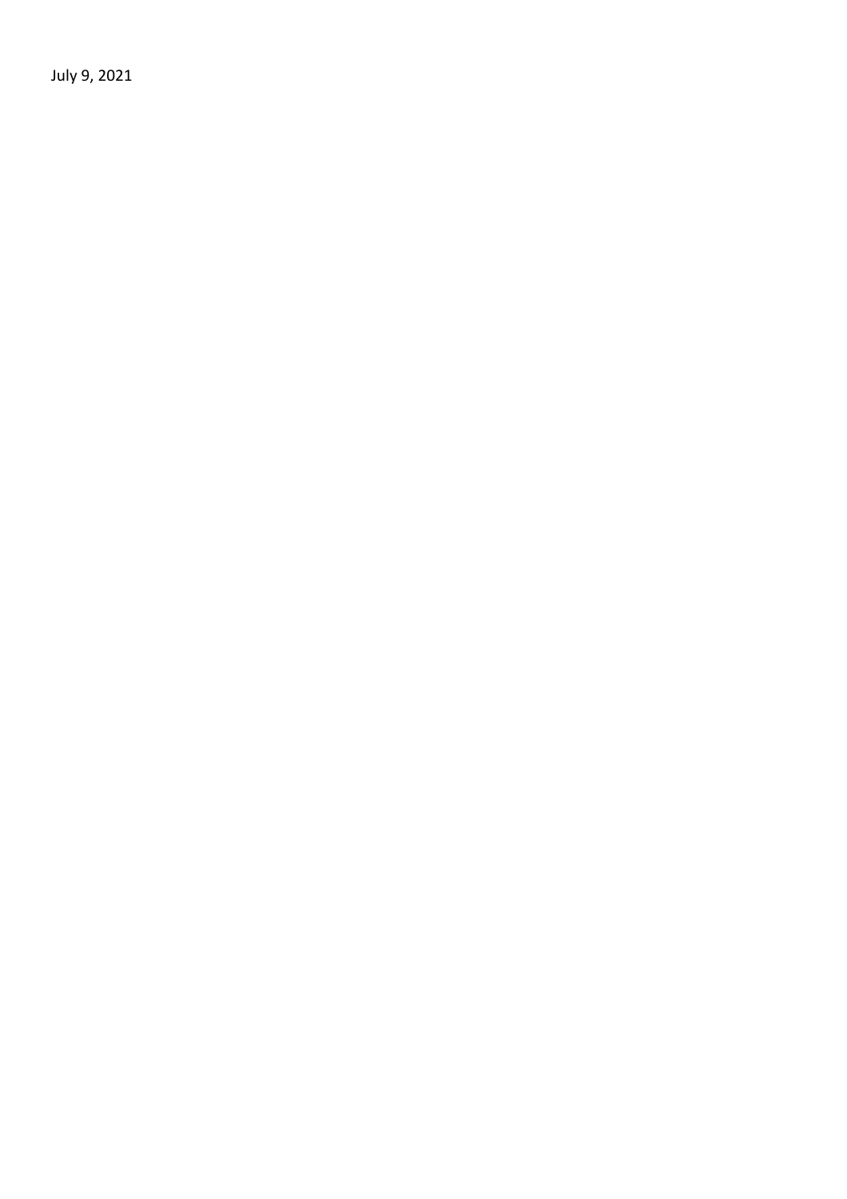July 9, 2021